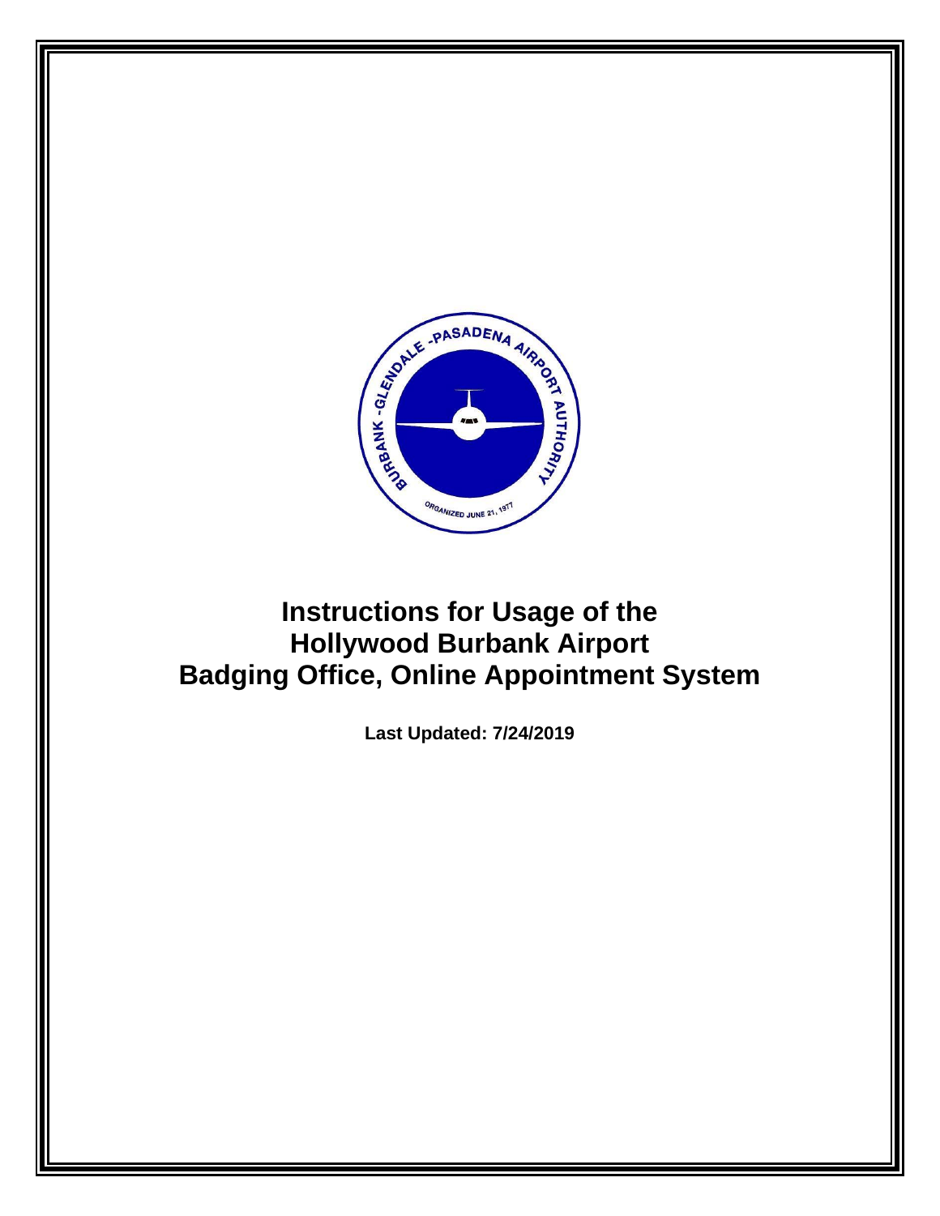# Instructions for Usage of the Hollywood Burbank Airport Badging Office, Online Appointment System

**Last Updated: 7/24/2019**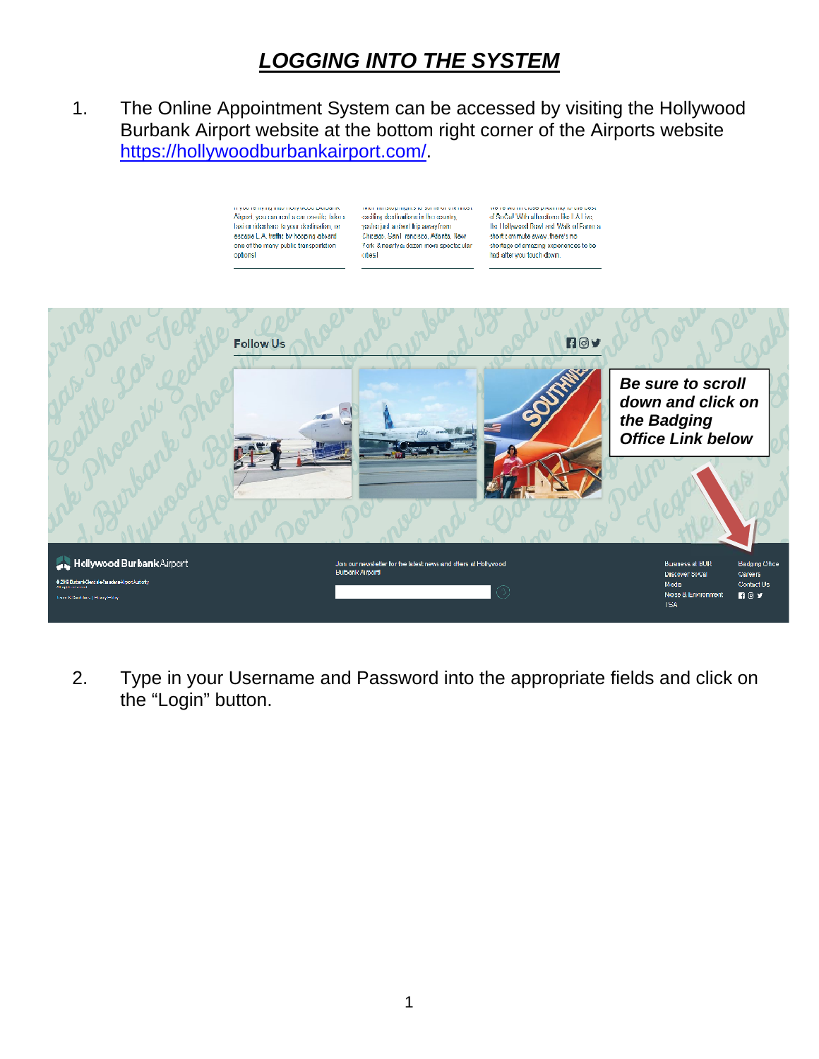# *LOGGING INTO THE SYSTEM*

1. The Online Appointment System can be accessed by visiting the Hollywood Burbank Airport website at the bottom right corner of the Airports website [https://hollywoodburbankairport.com/](https://hollywoodburbankairport.com/).

2. Type in your Username and Password into the appropriate fields and click on the “Login” button.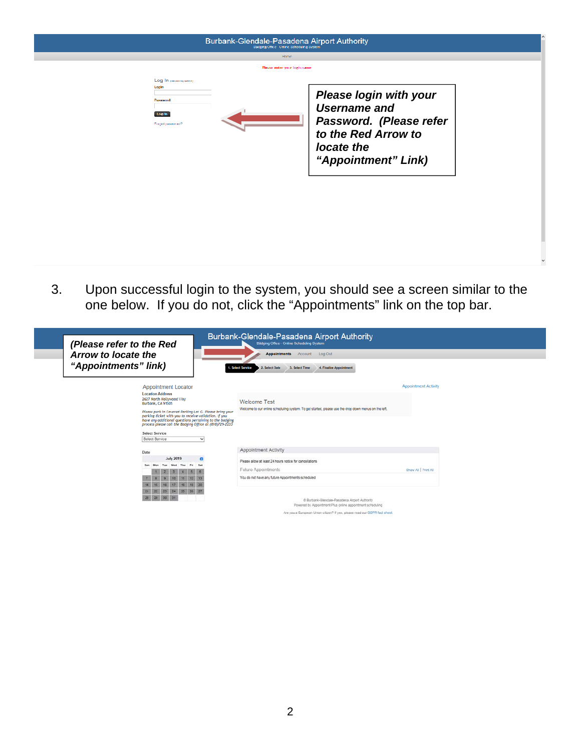Burbank-Glendale-Pasadena Airport Authority
Badging Office · Online Scheduling System

Home

Please enter your login name

Log In

Login

Password

Log In

Forgot password?

***Please login with your Username and Password. (Please refer to the Red Arrow to locate the "Appointment" Link)***

3. Upon successful login to the system, you should see a screen similar to the one below. If you do not, click the "Appointments" link on the top bar.

***(Please refer to the Red Arrow to locate the "Appointments" link)***

Burbank-Glendale-Pasadena Airport Authority
Badging Office · Online Scheduling System

Appointments   Account   Log Out

1. Select Service   2. Select Date   3. Select Time   4. Finalize Appointment

Appointment Locator

Location Address
2627 North Hollywood Way
Burbank, CA 91505

*Please park in Covered Parking Lot G. Please bring your parking ticket with you to receive validation. If you have any additional questions pertaining to the badging process please call the Badging Office at (818)729-2233*

Select Service

Date

July 2019

| Sun | Mon | Tue | Wed | Thu | Fri | Sat |
| --- | --- | --- | --- | --- | --- | --- |
| | 1 | 2 | 3 | 4 | 5 | 6 |
| 7 | 8 | 9 | 10 | 11 | 12 | 13 |
| 14 | 15 | 16 | 17 | 18 | 19 | 20 |
| 21 | 22 | 23 | 24 | 25 | 26 | 27 |
| 28 | 29 | 30 | 31 | | | |

Appointment Activity

Welcome Test

Welcome to our online scheduling system. To get started, please use the drop down menus on the left.

Appointment Activity

Please allow at least 24 hours notice for cancellations

Future Appointments   Show All | Print All

You do not have any future Appointments scheduled

© Burbank-Glendale-Pasadena Airport Authority
Powered by AppointmentPlus online appointment scheduling

Are you a European Union citizen? If yes, please read our GDPR fact sheet.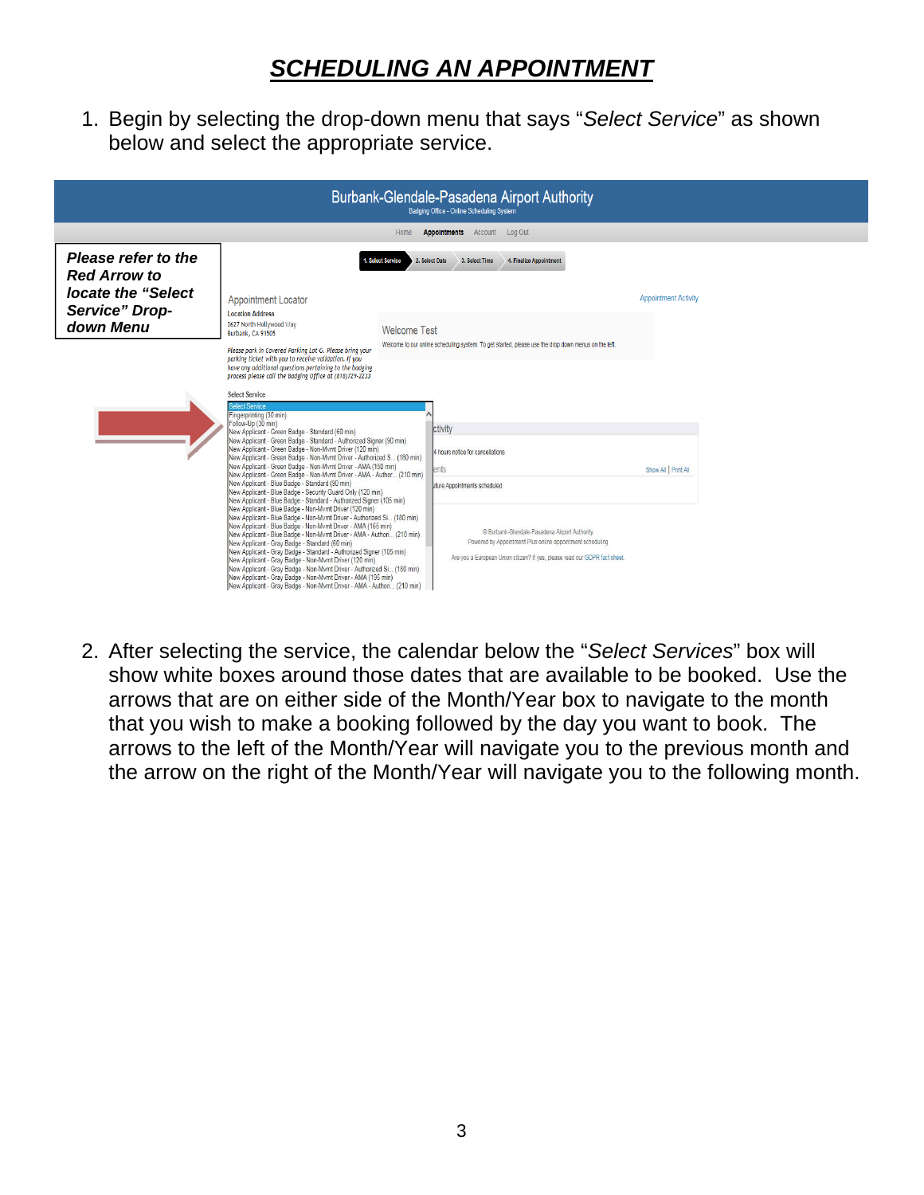# *SCHEDULING AN APPOINTMENT*

1. Begin by selecting the drop-down menu that says "*Select Service*" as shown below and select the appropriate service.

***Please refer to the Red Arrow to locate the "Select Service" Drop-down Menu***

2. After selecting the service, the calendar below the "*Select Services*" box will show white boxes around those dates that are available to be booked. Use the arrows that are on either side of the Month/Year box to navigate to the month that you wish to make a booking followed by the day you want to book. The arrows to the left of the Month/Year will navigate you to the previous month and the arrow on the right of the Month/Year will navigate you to the following month.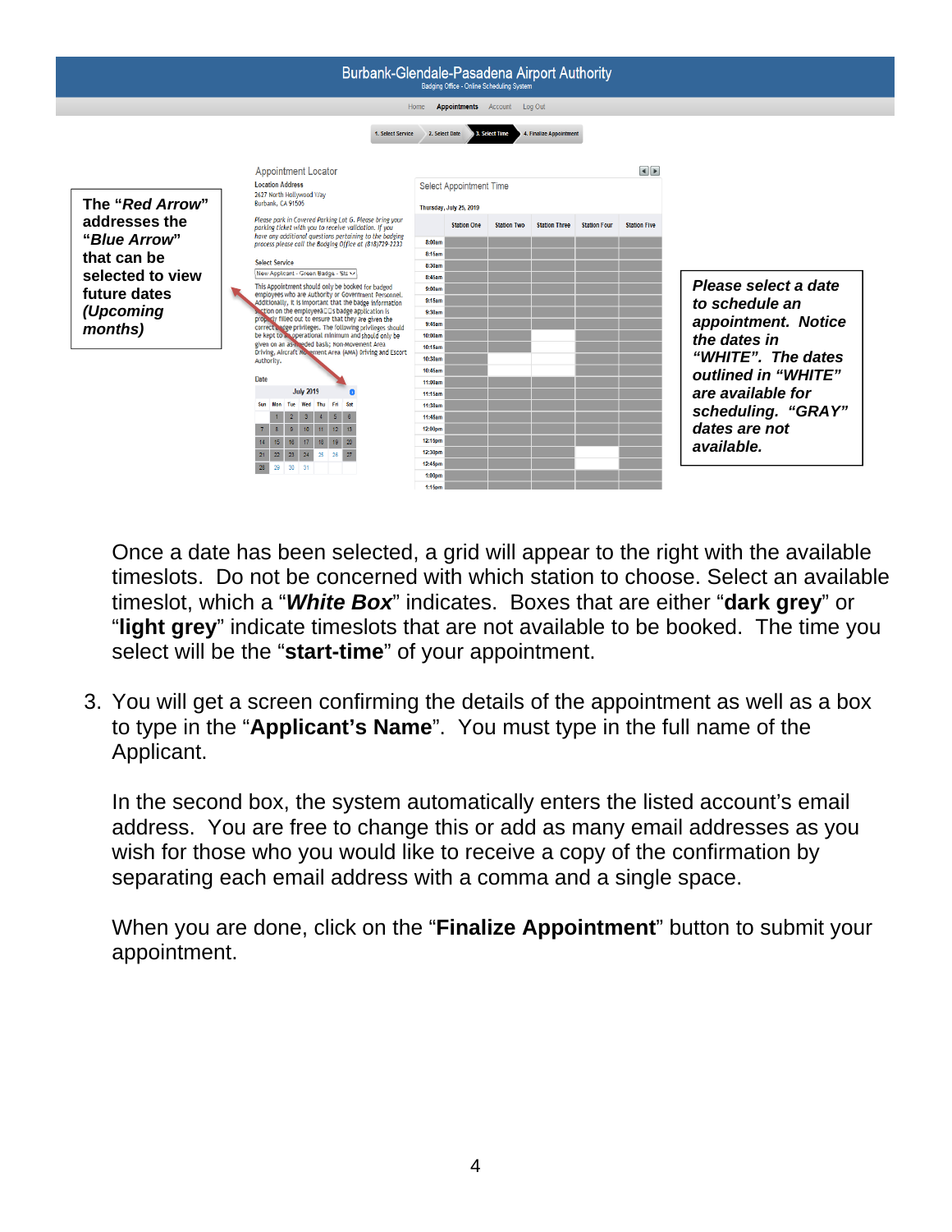**The "*Red Arrow*" addresses the "*Blue Arrow*" that can be selected to view future dates *(Upcoming months)***

***Please select a date to schedule an appointment. Notice the dates in "WHITE". The dates outlined in "WHITE" are available for scheduling. "GRAY" dates are not available.***

Once a date has been selected, a grid will appear to the right with the available timeslots. Do not be concerned with which station to choose. Select an available timeslot, which a "***White Box***" indicates. Boxes that are either "**dark grey**" or "**light grey**" indicate timeslots that are not available to be booked. The time you select will be the "**start-time**" of your appointment.

3. You will get a screen confirming the details of the appointment as well as a box to type in the "**Applicant's Name**". You must type in the full name of the Applicant.

   In the second box, the system automatically enters the listed account's email address. You are free to change this or add as many email addresses as you wish for those who you would like to receive a copy of the confirmation by separating each email address with a comma and a single space.

   When you are done, click on the "**Finalize Appointment**" button to submit your appointment.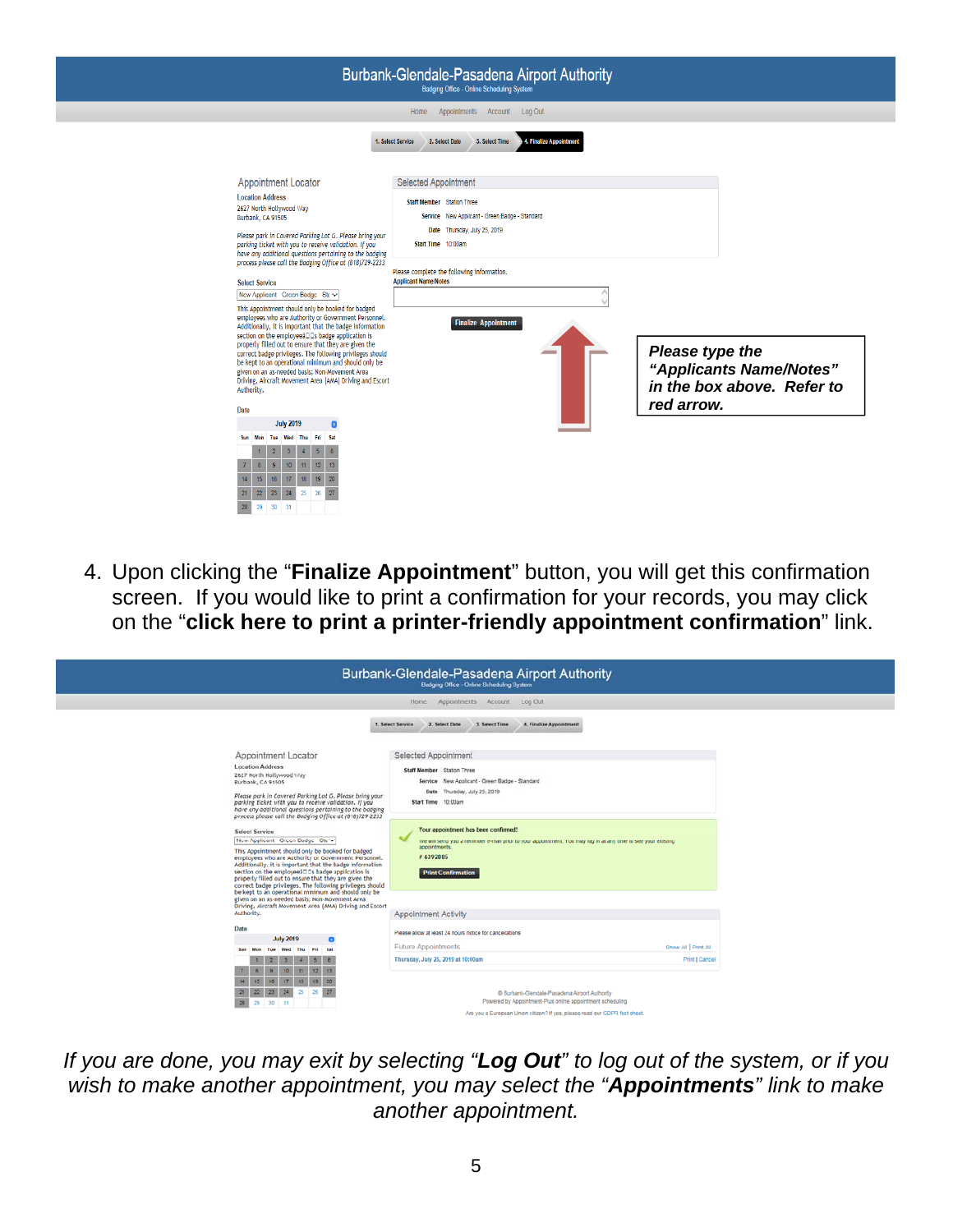Burbank-Glendale-Pasadena Airport Authority

Badging Office - Online Scheduling System

Home Appointments Account Log Out

1. Select Service 2. Select Date 3. Select Time 4. Finalize Appointment

Appointment Locator

Location Address

2627 North Hollywood Way
Burbank, CA 91505

*Please park in Covered Parking Lot G. Please bring your parking ticket with you to receive validation. If you have any additional questions pertaining to the badging process please call the Badging Office at (818)729-2233*

Select Service

New Applicant - Green Badge - Sta

This Appointment should only be booked for badged employees who are Authority or Government Personnel. Additionally, it is important that the badge information section on the employee's badge application is properly filled out to ensure that they are given the correct badge privileges. The following privileges should be kept to an operational minimum and should only be given on an as-needed basis; Non-Movement Area Driving, Aircraft Movement Area (AMA) Driving and Escort Authority.

Date

July 2019

| Sun | Mon | Tue | Wed | Thu | Fri | Sat |
|---|---|---|---|---|---|---|
| | 1 | 2 | 3 | 4 | 5 | 6 |
| 7 | 8 | 9 | 10 | 11 | 12 | 13 |
| 14 | 15 | 16 | 17 | 18 | 19 | 20 |
| 21 | 22 | 23 | 24 | 25 | 26 | 27 |
| 28 | 29 | 30 | 31 | | | |

Selected Appointment

**Staff Member** Station Three

**Service** New Applicant - Green Badge - Standard

**Date** Thursday, July 25, 2019

**Start Time** 10:00am

Please complete the following information.

**Applicant Name/Notes**

Finalize Appointment

***Please type the "Applicants Name/Notes" in the box above. Refer to red arrow.***

4. Upon clicking the "**Finalize Appointment**" button, you will get this confirmation screen. If you would like to print a confirmation for your records, you may click on the "**click here to print a printer-friendly appointment confirmation**" link.

Burbank-Glendale-Pasadena Airport Authority

Badging Office - Online Scheduling System

Home Appointments Account Log Out

1. Select Service 2. Select Date 3. Select Time 4. Finalize Appointment

Selected Appointment

**Staff Member** Station Three

**Service** New Applicant - Green Badge - Standard

**Date** Thursday, July 25, 2019

**Start Time** 10:00am

**Your appointment has been confirmed!**

We will send you a reminder e-mail prior to your appointment. You may log in at any time to see your existing appointments.

# 6392805

Print Confirmation

Appointment Activity

Please allow at least 24 hours notice for cancellations

Future Appointments — Show All | Print All

Thursday, July 25, 2019 at 10:00am — Print | Cancel

© Burbank-Glendale-Pasadena Airport Authority

Powered by Appointment-Plus online appointment scheduling

Are you a European Union citizen? If yes, please read our GDPR fact sheet.

*If you are done, you may exit by selecting "**Log Out**" to log out of the system, or if you wish to make another appointment, you may select the "**Appointments**" link to make another appointment.*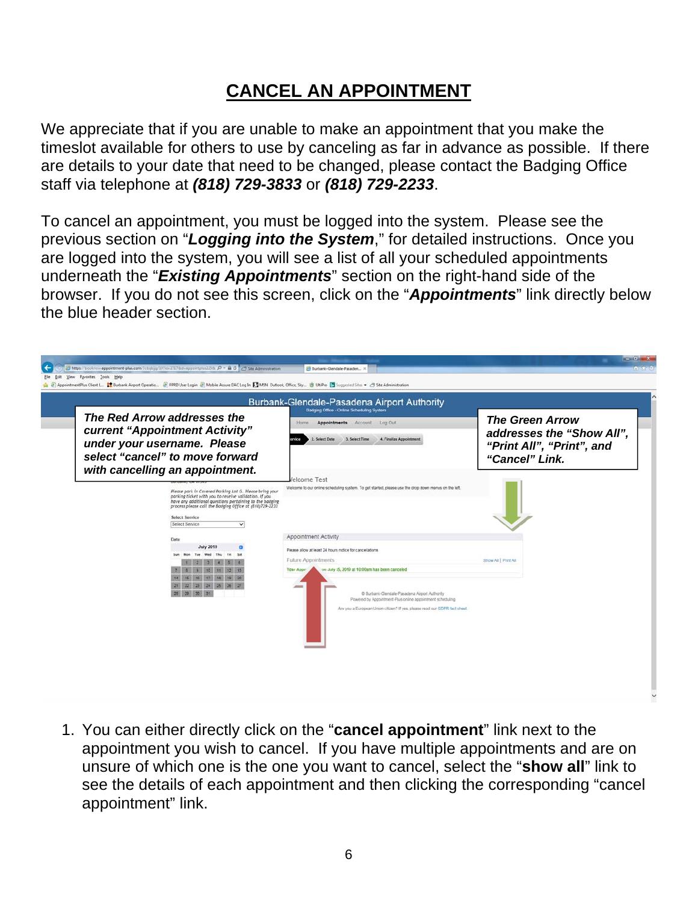# CANCEL AN APPOINTMENT

We appreciate that if you are unable to make an appointment that you make the timeslot available for others to use by canceling as far in advance as possible. If there are details to your date that need to be changed, please contact the Badging Office staff via telephone at ***(818) 729-3833*** or ***(818) 729-2233***.

To cancel an appointment, you must be logged into the system. Please see the previous section on "***Logging into the System***," for detailed instructions. Once you are logged into the system, you will see a list of all your scheduled appointments underneath the "***Existing Appointments***" section on the right-hand side of the browser. If you do not see this screen, click on the "***Appointments***" link directly below the blue header section.

***The Red Arrow addresses the current "Appointment Activity" under your username. Please select "cancel" to move forward with cancelling an appointment.***

***The Green Arrow addresses the "Show All", "Print All", "Print", and "Cancel" Link.***

1. You can either directly click on the "**cancel appointment**" link next to the appointment you wish to cancel. If you have multiple appointments and are on unsure of which one is the one you want to cancel, select the "**show all**" link to see the details of each appointment and then clicking the corresponding "cancel appointment" link.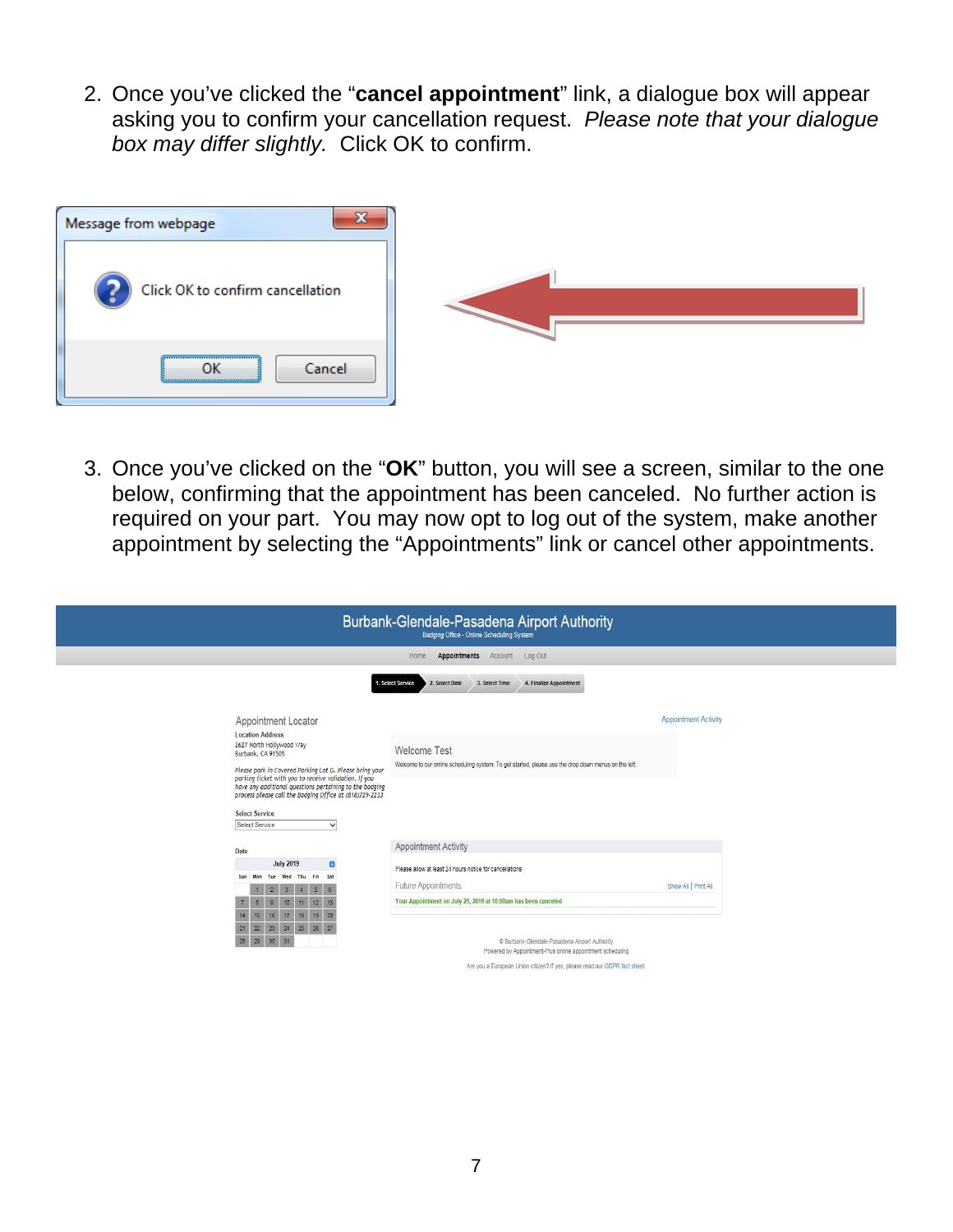2. Once you've clicked the "**cancel appointment**" link, a dialogue box will appear asking you to confirm your cancellation request. *Please note that your dialogue box may differ slightly.* Click OK to confirm.

3. Once you've clicked on the "**OK**" button, you will see a screen, similar to the one below, confirming that the appointment has been canceled. No further action is required on your part. You may now opt to log out of the system, make another appointment by selecting the "Appointments" link or cancel other appointments.